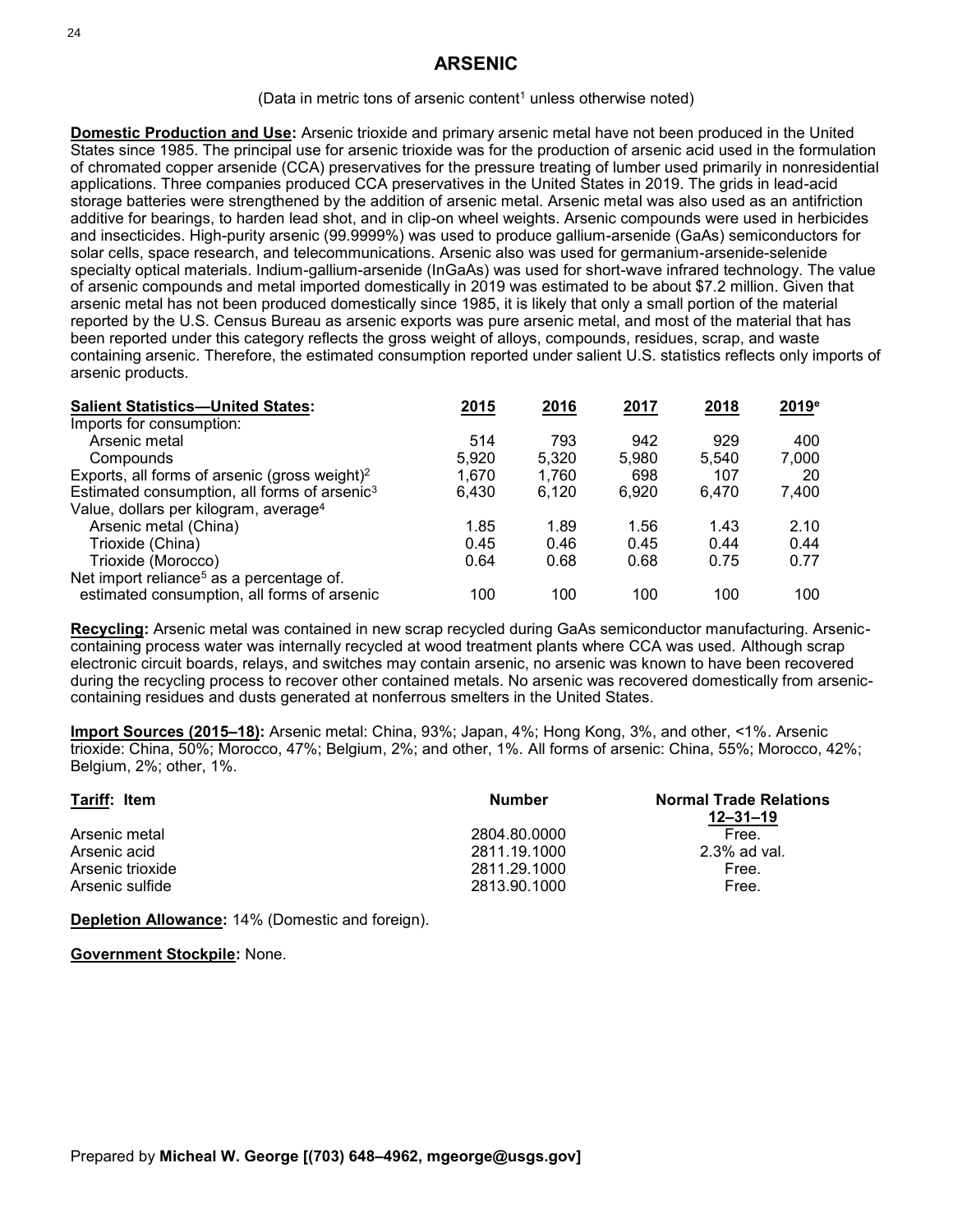# ARSENIC

(Data in metric tons of arsenic content[1] unless otherwise noted)

**Domestic Production and Use:** Arsenic trioxide and primary arsenic metal have not been produced in the United States since 1985. The principal use for arsenic trioxide was for the production of arsenic acid used in the formulation of chromated copper arsenide (CCA) preservatives for the pressure treating of lumber used primarily in nonresidential applications. Three companies produced CCA preservatives in the United States in 2019. The grids in lead-acid storage batteries were strengthened by the addition of arsenic metal. Arsenic metal was also used as an antifriction additive for bearings, to harden lead shot, and in clip-on wheel weights. Arsenic compounds were used in herbicides and insecticides. High-purity arsenic (99.9999%) was used to produce gallium-arsenide (GaAs) semiconductors for solar cells, space research, and telecommunications. Arsenic also was used for germanium-arsenide-selenide specialty optical materials. Indium-gallium-arsenide (InGaAs) was used for short-wave infrared technology. The value of arsenic compounds and metal imported domestically in 2019 was estimated to be about $7.2 million. Given that arsenic metal has not been produced domestically since 1985, it is likely that only a small portion of the material reported by the U.S. Census Bureau as arsenic exports was pure arsenic metal, and most of the material that has been reported under this category reflects the gross weight of alloys, compounds, residues, scrap, and waste containing arsenic. Therefore, the estimated consumption reported under salient U.S. statistics reflects only imports of arsenic products.

| **Salient Statistics—United States:** | 2015 | 2016 | 2017 | 2018 | 2019[e] |
|---|---|---|---|---|---|
| Imports for consumption: | | | | | |
| Arsenic metal | 514 | 793 | 942 | 929 | 400 |
| Compounds | 5,920 | 5,320 | 5,980 | 5,540 | 7,000 |
| Exports, all forms of arsenic (gross weight)[2] | 1,670 | 1,760 | 698 | 107 | 20 |
| Estimated consumption, all forms of arsenic[3] | 6,430 | 6,120 | 6,920 | 6,470 | 7,400 |
| Value, dollars per kilogram, average[4] | | | | | |
| Arsenic metal (China) | 1.85 | 1.89 | 1.56 | 1.43 | 2.10 |
| Trioxide (China) | 0.45 | 0.46 | 0.45 | 0.44 | 0.44 |
| Trioxide (Morocco) | 0.64 | 0.68 | 0.68 | 0.75 | 0.77 |
| Net import reliance[5] as a percentage of. estimated consumption, all forms of arsenic | 100 | 100 | 100 | 100 | 100 |

**Recycling:** Arsenic metal was contained in new scrap recycled during GaAs semiconductor manufacturing. Arsenic-containing process water was internally recycled at wood treatment plants where CCA was used. Although scrap electronic circuit boards, relays, and switches may contain arsenic, no arsenic was known to have been recovered during the recycling process to recover other contained metals. No arsenic was recovered domestically from arsenic-containing residues and dusts generated at nonferrous smelters in the United States.

**Import Sources (2015–18):** Arsenic metal: China, 93%; Japan, 4%; Hong Kong, 3%, and other, <1%. Arsenic trioxide: China, 50%; Morocco, 47%; Belgium, 2%; and other, 1%. All forms of arsenic: China, 55%; Morocco, 42%; Belgium, 2%; other, 1%.

| **Tariff:** Item | Number | Normal Trade Relations 12–31–19 |
|---|---|---|
| Arsenic metal | 2804.80.0000 | Free. |
| Arsenic acid | 2811.19.1000 | 2.3% ad val. |
| Arsenic trioxide | 2811.29.1000 | Free. |
| Arsenic sulfide | 2813.90.1000 | Free. |

**Depletion Allowance:** 14% (Domestic and foreign).

**Government Stockpile:** None.

Prepared by **Micheal W. George [(703) 648–4962, mgeorge@usgs.gov]**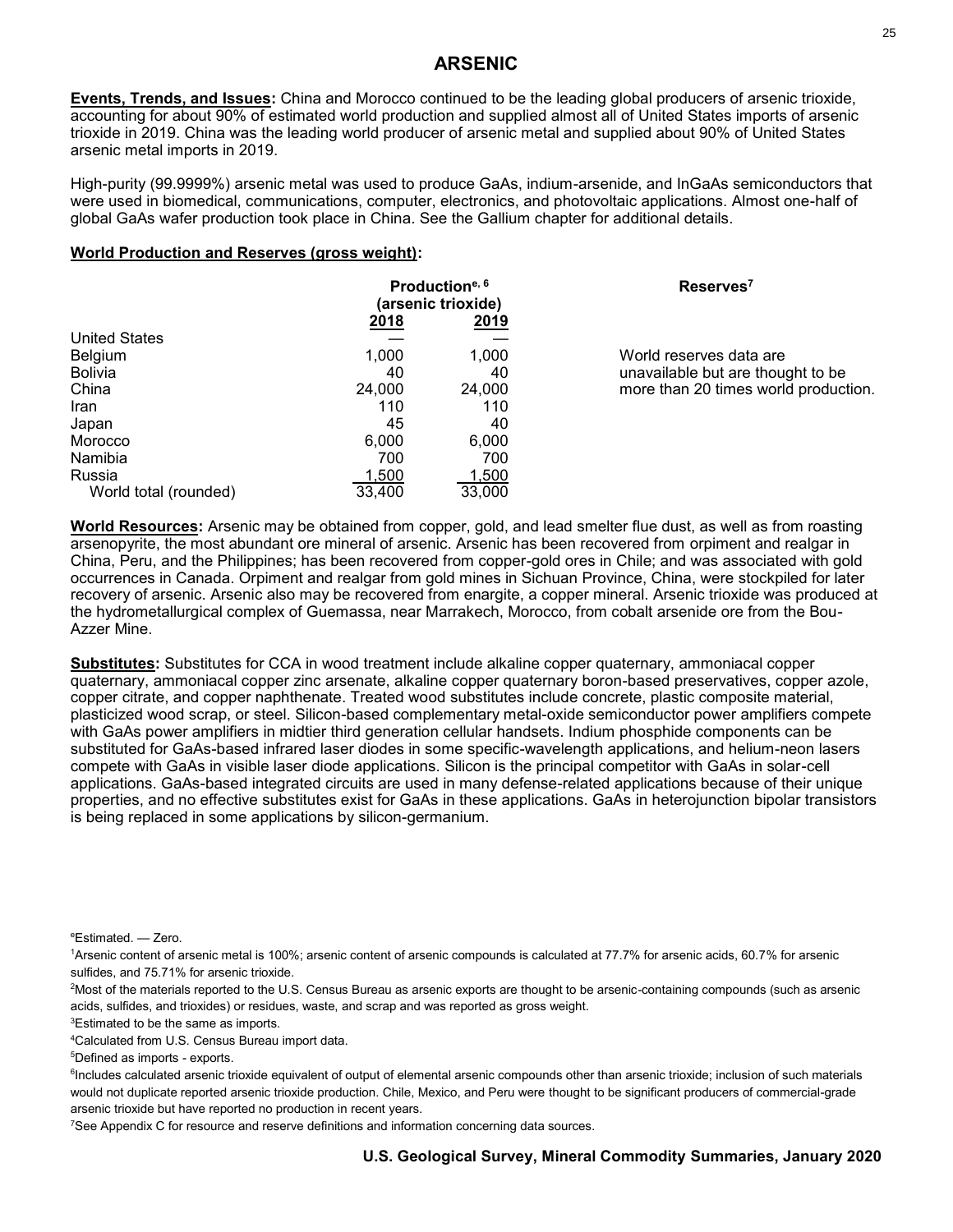# ARSENIC

**Events, Trends, and Issues:** China and Morocco continued to be the leading global producers of arsenic trioxide, accounting for about 90% of estimated world production and supplied almost all of United States imports of arsenic trioxide in 2019. China was the leading world producer of arsenic metal and supplied about 90% of United States arsenic metal imports in 2019.

High-purity (99.9999%) arsenic metal was used to produce GaAs, indium-arsenide, and InGaAs semiconductors that were used in biomedical, communications, computer, electronics, and photovoltaic applications. Almost one-half of global GaAs wafer production took place in China. See the Gallium chapter for additional details.

**World Production and Reserves (gross weight):**

| | Production[e, 6] (arsenic trioxide) | | Reserves[7] |
|---|---|---|---|
| | 2018 | 2019 | |
| United States | — | — | World reserves data are unavailable but are thought to be more than 20 times world production. |
| Belgium | 1,000 | 1,000 | |
| Bolivia | 40 | 40 | |
| China | 24,000 | 24,000 | |
| Iran | 110 | 110 | |
| Japan | 45 | 40 | |
| Morocco | 6,000 | 6,000 | |
| Namibia | 700 | 700 | |
| Russia | 1,500 | 1,500 | |
| World total (rounded) | 33,400 | 33,000 | |

**World Resources:** Arsenic may be obtained from copper, gold, and lead smelter flue dust, as well as from roasting arsenopyrite, the most abundant ore mineral of arsenic. Arsenic has been recovered from orpiment and realgar in China, Peru, and the Philippines; has been recovered from copper-gold ores in Chile; and was associated with gold occurrences in Canada. Orpiment and realgar from gold mines in Sichuan Province, China, were stockpiled for later recovery of arsenic. Arsenic also may be recovered from enargite, a copper mineral. Arsenic trioxide was produced at the hydrometallurgical complex of Guemassa, near Marrakech, Morocco, from cobalt arsenide ore from the Bou-Azzer Mine.

**Substitutes:** Substitutes for CCA in wood treatment include alkaline copper quaternary, ammoniacal copper quaternary, ammoniacal copper zinc arsenate, alkaline copper quaternary boron-based preservatives, copper azole, copper citrate, and copper naphthenate. Treated wood substitutes include concrete, plastic composite material, plasticized wood scrap, or steel. Silicon-based complementary metal-oxide semiconductor power amplifiers compete with GaAs power amplifiers in midtier third generation cellular handsets. Indium phosphide components can be substituted for GaAs-based infrared laser diodes in some specific-wavelength applications, and helium-neon lasers compete with GaAs in visible laser diode applications. Silicon is the principal competitor with GaAs in solar-cell applications. GaAs-based integrated circuits are used in many defense-related applications because of their unique properties, and no effective substitutes exist for GaAs in these applications. GaAs in heterojunction bipolar transistors is being replaced in some applications by silicon-germanium.

[e]Estimated. — Zero.

[1]Arsenic content of arsenic metal is 100%; arsenic content of arsenic compounds is calculated at 77.7% for arsenic acids, 60.7% for arsenic sulfides, and 75.71% for arsenic trioxide.

[2]Most of the materials reported to the U.S. Census Bureau as arsenic exports are thought to be arsenic-containing compounds (such as arsenic acids, sulfides, and trioxides) or residues, waste, and scrap and was reported as gross weight.

[3]Estimated to be the same as imports.

[4]Calculated from U.S. Census Bureau import data.

[5]Defined as imports - exports.

[6]Includes calculated arsenic trioxide equivalent of output of elemental arsenic compounds other than arsenic trioxide; inclusion of such materials would not duplicate reported arsenic trioxide production. Chile, Mexico, and Peru were thought to be significant producers of commercial-grade arsenic trioxide but have reported no production in recent years.

[7]See Appendix C for resource and reserve definitions and information concerning data sources.